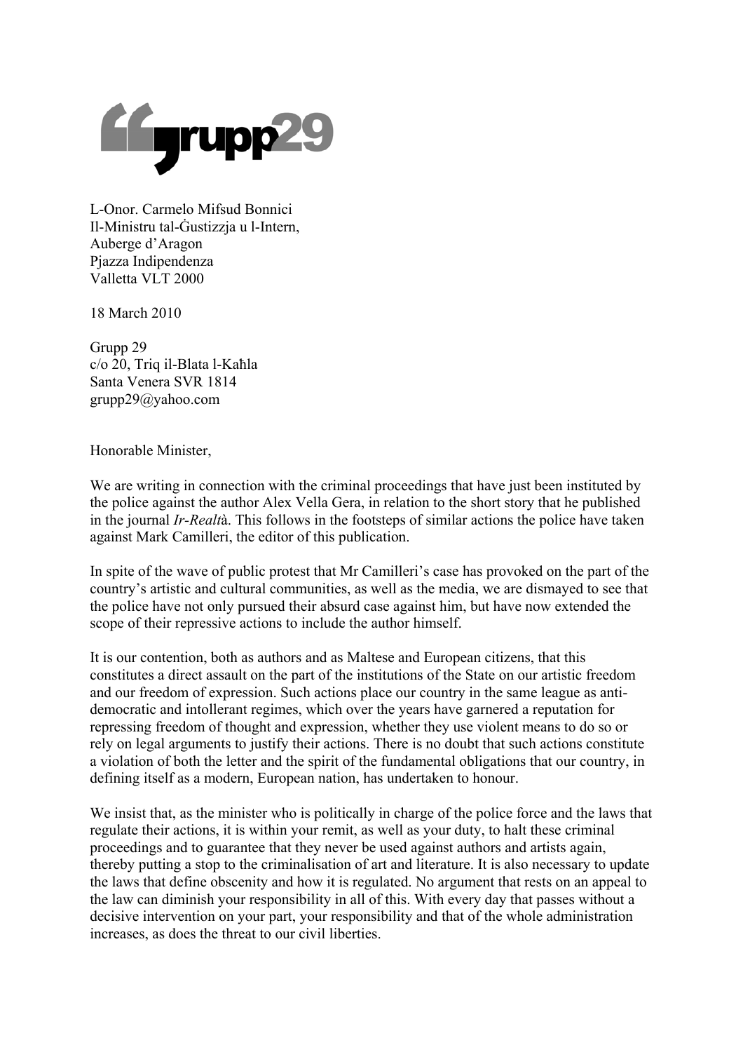grupp29

L-Onor. Carmelo Mifsud Bonnici
Il-Ministru tal-Ġustizzja u l-Intern,
Auberge d'Aragon
Pjazza Indipendenza
Valletta VLT 2000

18 March 2010

Grupp 29
c/o 20, Triq il-Blata l-Kaħla
Santa Venera SVR 1814
grupp29@yahoo.com

Honorable Minister,

We are writing in connection with the criminal proceedings that have just been instituted by the police against the author Alex Vella Gera, in relation to the short story that he published in the journal *Ir-Realt*à. This follows in the footsteps of similar actions the police have taken against Mark Camilleri, the editor of this publication.

In spite of the wave of public protest that Mr Camilleri's case has provoked on the part of the country's artistic and cultural communities, as well as the media, we are dismayed to see that the police have not only pursued their absurd case against him, but have now extended the scope of their repressive actions to include the author himself.

It is our contention, both as authors and as Maltese and European citizens, that this constitutes a direct assault on the part of the institutions of the State on our artistic freedom and our freedom of expression. Such actions place our country in the same league as anti-democratic and intollerant regimes, which over the years have garnered a reputation for repressing freedom of thought and expression, whether they use violent means to do so or rely on legal arguments to justify their actions. There is no doubt that such actions constitute a violation of both the letter and the spirit of the fundamental obligations that our country, in defining itself as a modern, European nation, has undertaken to honour.

We insist that, as the minister who is politically in charge of the police force and the laws that regulate their actions, it is within your remit, as well as your duty, to halt these criminal proceedings and to guarantee that they never be used against authors and artists again, thereby putting a stop to the criminalisation of art and literature. It is also necessary to update the laws that define obscenity and how it is regulated. No argument that rests on an appeal to the law can diminish your responsibility in all of this. With every day that passes without a decisive intervention on your part, your responsibility and that of the whole administration increases, as does the threat to our civil liberties.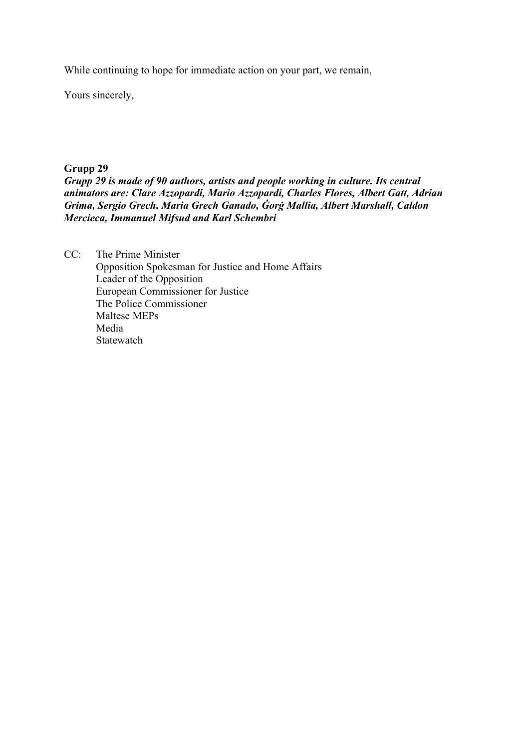While continuing to hope for immediate action on your part, we remain,

Yours sincerely,

**Grupp 29**

***Grupp 29 is made of 90 authors, artists and people working in culture. Its central animators are: Clare Azzopardi, Mario Azzopardi, Charles Flores, Albert Gatt, Adrian Grima, Sergio Grech, Maria Grech Ganado, Ġorġ Mallia, Albert Marshall, Caldon Mercieca, Immanuel Mifsud and Karl Schembri***

CC:
- The Prime Minister
- Opposition Spokesman for Justice and Home Affairs
- Leader of the Opposition
- European Commissioner for Justice
- The Police Commissioner
- Maltese MEPs
- Media
- Statewatch